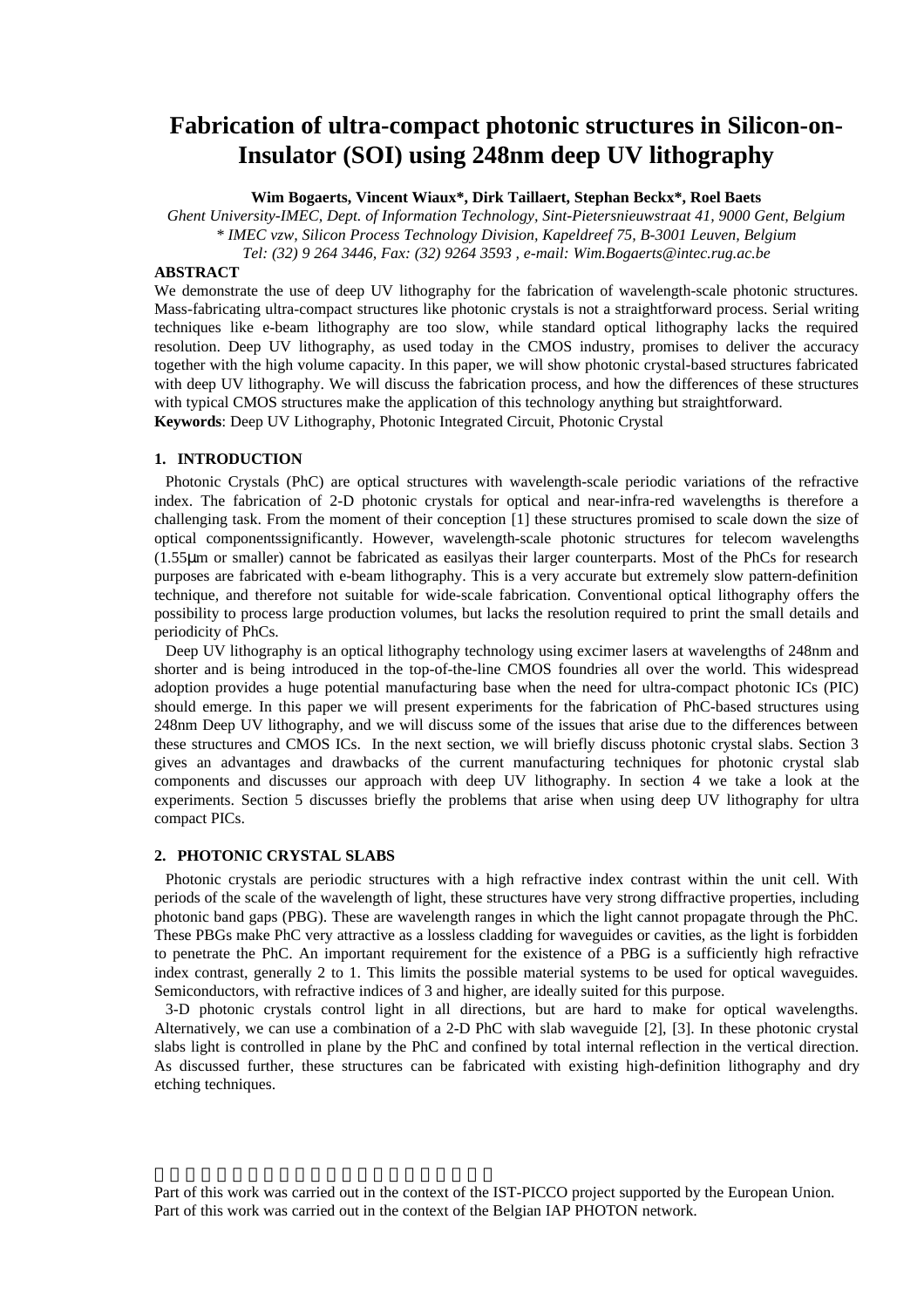# Fabrication of ultra-compact photonic structures in Silicon-on-Insulator (SOI) using 248nm deep UV lithography

**Wim Bogaerts, Vincent Wiaux\*, Dirk Taillaert, Stephan Beckx\*, Roel Baets**

*Ghent University-IMEC, Dept. of Information Technology, Sint-Pietersnieuwstraat 41, 9000 Gent, Belgium*
*\* IMEC vzw, Silicon Process Technology Division, Kapeldreef 75, B-3001 Leuven, Belgium*
*Tel: (32) 9 264 3446, Fax: (32) 9264 3593 , e-mail: Wim.Bogaerts@intec.rug.ac.be*

**ABSTRACT**

We demonstrate the use of deep UV lithography for the fabrication of wavelength-scale photonic structures. Mass-fabricating ultra-compact structures like photonic crystals is not a straightforward process. Serial writing techniques like e-beam lithography are too slow, while standard optical lithography lacks the required resolution. Deep UV lithography, as used today in the CMOS industry, promises to deliver the accuracy together with the high volume capacity. In this paper, we will show photonic crystal-based structures fabricated with deep UV lithography. We will discuss the fabrication process, and how the differences of these structures with typical CMOS structures make the application of this technology anything but straightforward.

**Keywords**: Deep UV Lithography, Photonic Integrated Circuit, Photonic Crystal

## 1. INTRODUCTION

Photonic Crystals (PhC) are optical structures with wavelength-scale periodic variations of the refractive index. The fabrication of 2-D photonic crystals for optical and near-infra-red wavelengths is therefore a challenging task. From the moment of their conception [1] these structures promised to scale down the size of optical componentssignificantly. However, wavelength-scale photonic structures for telecom wavelengths (1.55μm or smaller) cannot be fabricated as easilyas their larger counterparts. Most of the PhCs for research purposes are fabricated with e-beam lithography. This is a very accurate but extremely slow pattern-definition technique, and therefore not suitable for wide-scale fabrication. Conventional optical lithography offers the possibility to process large production volumes, but lacks the resolution required to print the small details and periodicity of PhCs.

Deep UV lithography is an optical lithography technology using excimer lasers at wavelengths of 248nm and shorter and is being introduced in the top-of-the-line CMOS foundries all over the world. This widespread adoption provides a huge potential manufacturing base when the need for ultra-compact photonic ICs (PIC) should emerge. In this paper we will present experiments for the fabrication of PhC-based structures using 248nm Deep UV lithography, and we will discuss some of the issues that arise due to the differences between these structures and CMOS ICs. In the next section, we will briefly discuss photonic crystal slabs. Section 3 gives an advantages and drawbacks of the current manufacturing techniques for photonic crystal slab components and discusses our approach with deep UV lithography. In section 4 we take a look at the experiments. Section 5 discusses briefly the problems that arise when using deep UV lithography for ultra compact PICs.

## 2. PHOTONIC CRYSTAL SLABS

Photonic crystals are periodic structures with a high refractive index contrast within the unit cell. With periods of the scale of the wavelength of light, these structures have very strong diffractive properties, including photonic band gaps (PBG). These are wavelength ranges in which the light cannot propagate through the PhC. These PBGs make PhC very attractive as a lossless cladding for waveguides or cavities, as the light is forbidden to penetrate the PhC. An important requirement for the existence of a PBG is a sufficiently high refractive index contrast, generally 2 to 1. This limits the possible material systems to be used for optical waveguides. Semiconductors, with refractive indices of 3 and higher, are ideally suited for this purpose.

3-D photonic crystals control light in all directions, but are hard to make for optical wavelengths. Alternatively, we can use a combination of a 2-D PhC with slab waveguide [2], [3]. In these photonic crystal slabs light is controlled in plane by the PhC and confined by total internal reflection in the vertical direction. As discussed further, these structures can be fabricated with existing high-definition lithography and dry etching techniques.

Part of this work was carried out in the context of the IST-PICCO project supported by the European Union.
Part of this work was carried out in the context of the Belgian IAP PHOTON network.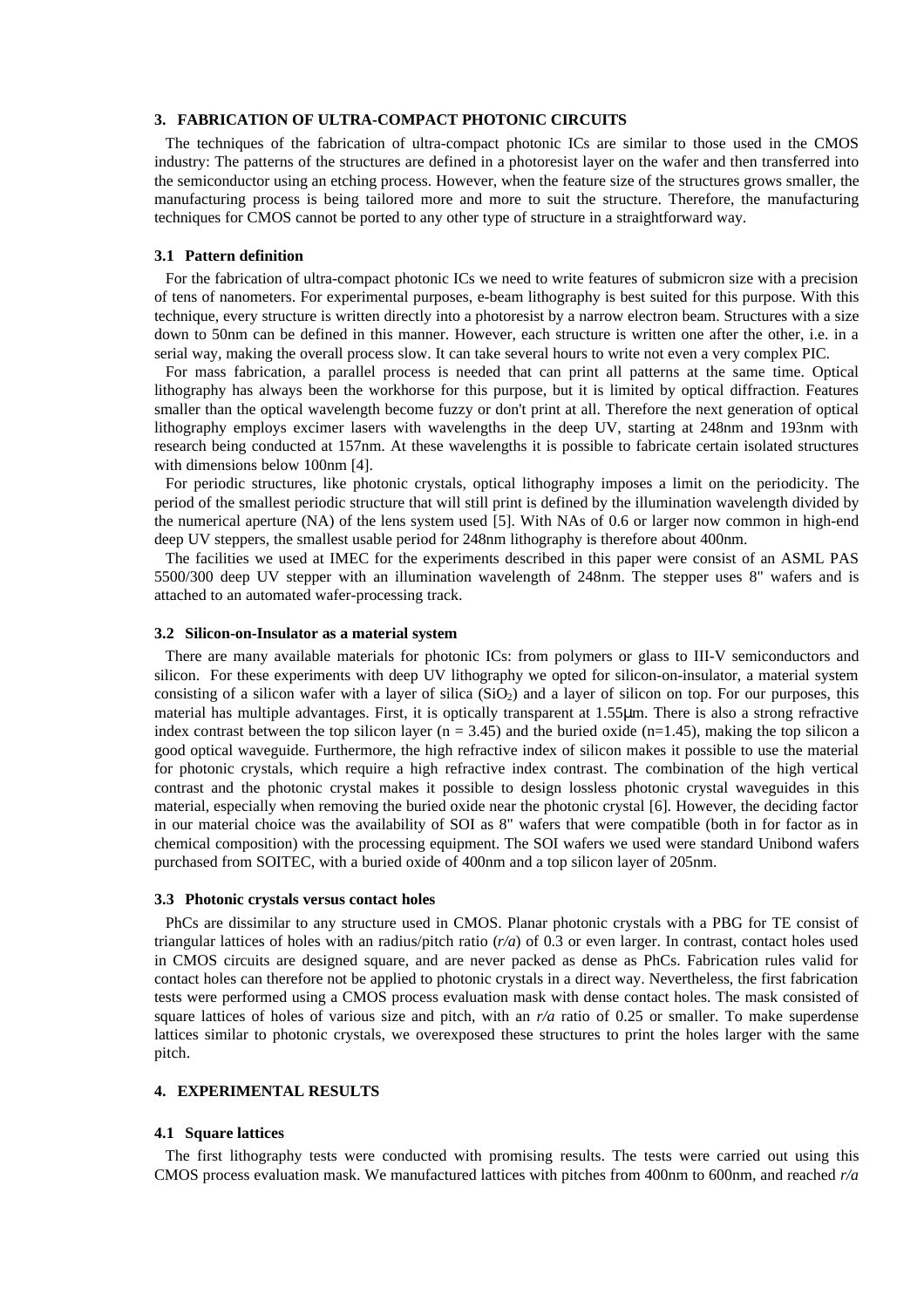## 3. FABRICATION OF ULTRA-COMPACT PHOTONIC CIRCUITS

The techniques of the fabrication of ultra-compact photonic ICs are similar to those used in the CMOS industry: The patterns of the structures are defined in a photoresist layer on the wafer and then transferred into the semiconductor using an etching process. However, when the feature size of the structures grows smaller, the manufacturing process is being tailored more and more to suit the structure. Therefore, the manufacturing techniques for CMOS cannot be ported to any other type of structure in a straightforward way.

### 3.1 Pattern definition

For the fabrication of ultra-compact photonic ICs we need to write features of submicron size with a precision of tens of nanometers. For experimental purposes, e-beam lithography is best suited for this purpose. With this technique, every structure is written directly into a photoresist by a narrow electron beam. Structures with a size down to 50nm can be defined in this manner. However, each structure is written one after the other, i.e. in a serial way, making the overall process slow. It can take several hours to write not even a very complex PIC.

For mass fabrication, a parallel process is needed that can print all patterns at the same time. Optical lithography has always been the workhorse for this purpose, but it is limited by optical diffraction. Features smaller than the optical wavelength become fuzzy or don't print at all. Therefore the next generation of optical lithography employs excimer lasers with wavelengths in the deep UV, starting at 248nm and 193nm with research being conducted at 157nm. At these wavelengths it is possible to fabricate certain isolated structures with dimensions below 100nm [4].

For periodic structures, like photonic crystals, optical lithography imposes a limit on the periodicity. The period of the smallest periodic structure that will still print is defined by the illumination wavelength divided by the numerical aperture (NA) of the lens system used [5]. With NAs of 0.6 or larger now common in high-end deep UV steppers, the smallest usable period for 248nm lithography is therefore about 400nm.

The facilities we used at IMEC for the experiments described in this paper were consist of an ASML PAS 5500/300 deep UV stepper with an illumination wavelength of 248nm. The stepper uses 8" wafers and is attached to an automated wafer-processing track.

### 3.2 Silicon-on-Insulator as a material system

There are many available materials for photonic ICs: from polymers or glass to III-V semiconductors and silicon. For these experiments with deep UV lithography we opted for silicon-on-insulator, a material system consisting of a silicon wafer with a layer of silica ($SiO_2$) and a layer of silicon on top. For our purposes, this material has multiple advantages. First, it is optically transparent at 1.55μm. There is also a strong refractive index contrast between the top silicon layer ($n = 3.45$) and the buried oxide ($n=1.45$), making the top silicon a good optical waveguide. Furthermore, the high refractive index of silicon makes it possible to use the material for photonic crystals, which require a high refractive index contrast. The combination of the high vertical contrast and the photonic crystal makes it possible to design lossless photonic crystal waveguides in this material, especially when removing the buried oxide near the photonic crystal [6]. However, the deciding factor in our material choice was the availability of SOI as 8" wafers that were compatible (both in for factor as in chemical composition) with the processing equipment. The SOI wafers we used were standard Unibond wafers purchased from SOITEC, with a buried oxide of 400nm and a top silicon layer of 205nm.

### 3.3 Photonic crystals versus contact holes

PhCs are dissimilar to any structure used in CMOS. Planar photonic crystals with a PBG for TE consist of triangular lattices of holes with an radius/pitch ratio ($r/a$) of 0.3 or even larger. In contrast, contact holes used in CMOS circuits are designed square, and are never packed as dense as PhCs. Fabrication rules valid for contact holes can therefore not be applied to photonic crystals in a direct way. Nevertheless, the first fabrication tests were performed using a CMOS process evaluation mask with dense contact holes. The mask consisted of square lattices of holes of various size and pitch, with an $r/a$ ratio of 0.25 or smaller. To make superdense lattices similar to photonic crystals, we overexposed these structures to print the holes larger with the same pitch.

## 4. EXPERIMENTAL RESULTS

### 4.1 Square lattices

The first lithography tests were conducted with promising results. The tests were carried out using this CMOS process evaluation mask. We manufactured lattices with pitches from 400nm to 600nm, and reached $r/a$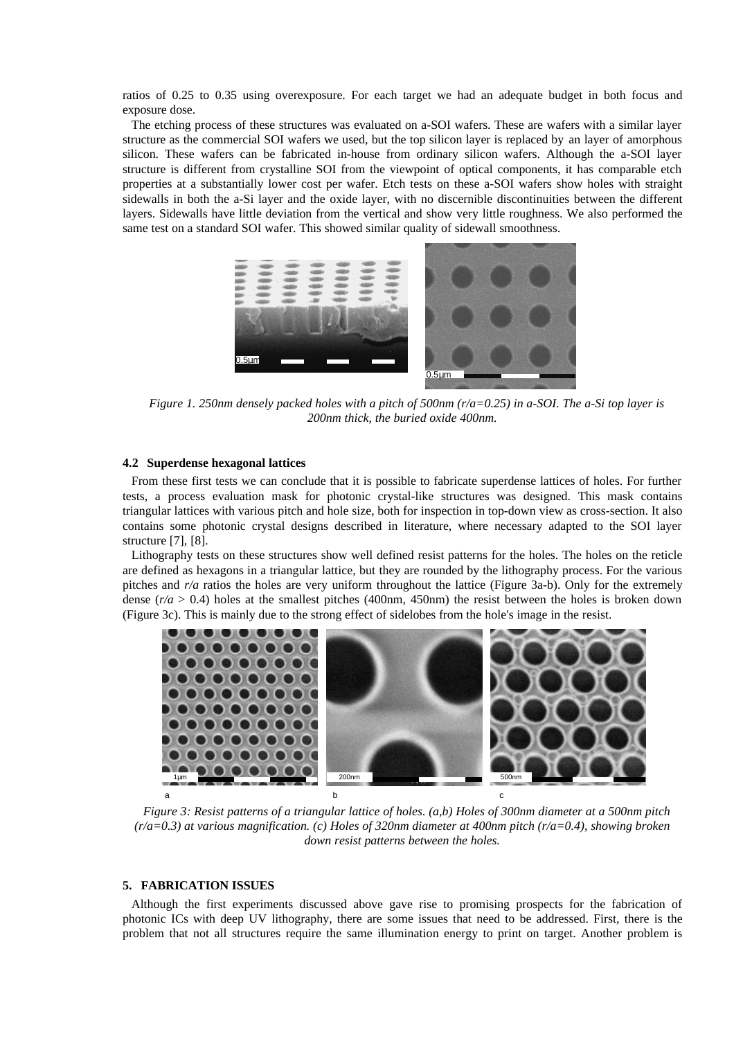ratios of 0.25 to 0.35 using overexposure. For each target we had an adequate budget in both focus and exposure dose.

The etching process of these structures was evaluated on a-SOI wafers. These are wafers with a similar layer structure as the commercial SOI wafers we used, but the top silicon layer is replaced by an layer of amorphous silicon. These wafers can be fabricated in-house from ordinary silicon wafers. Although the a-SOI layer structure is different from crystalline SOI from the viewpoint of optical components, it has comparable etch properties at a substantially lower cost per wafer. Etch tests on these a-SOI wafers show holes with straight sidewalls in both the a-Si layer and the oxide layer, with no discernible discontinuities between the different layers. Sidewalls have little deviation from the vertical and show very little roughness. We also performed the same test on a standard SOI wafer. This showed similar quality of sidewall smoothness.

0.5µm

0.5µm

*Figure 1. 250nm densely packed holes with a pitch of 500nm (r/a=0.25) in a-SOI. The a-Si top layer is 200nm thick, the buried oxide 400nm.*

### 4.2 Superdense hexagonal lattices

From these first tests we can conclude that it is possible to fabricate superdense lattices of holes. For further tests, a process evaluation mask for photonic crystal-like structures was designed. This mask contains triangular lattices with various pitch and hole size, both for inspection in top-down view as cross-section. It also contains some photonic crystal designs described in literature, where necessary adapted to the SOI layer structure [7], [8].

Lithography tests on these structures show well defined resist patterns for the holes. The holes on the reticle are defined as hexagons in a triangular lattice, but they are rounded by the lithography process. For the various pitches and *r/a* ratios the holes are very uniform throughout the lattice (Figure 3a-b). Only for the extremely dense (*r/a* > 0.4) holes at the smallest pitches (400nm, 450nm) the resist between the holes is broken down (Figure 3c). This is mainly due to the strong effect of sidelobes from the hole's image in the resist.

1µm

200nm

500nm

a

b

c

*Figure 3: Resist patterns of a triangular lattice of holes. (a,b) Holes of 300nm diameter at a 500nm pitch (r/a=0.3) at various magnification. (c) Holes of 320nm diameter at 400nm pitch (r/a=0.4), showing broken down resist patterns between the holes.*

## 5. FABRICATION ISSUES

Although the first experiments discussed above gave rise to promising prospects for the fabrication of photonic ICs with deep UV lithography, there are some issues that need to be addressed. First, there is the problem that not all structures require the same illumination energy to print on target. Another problem is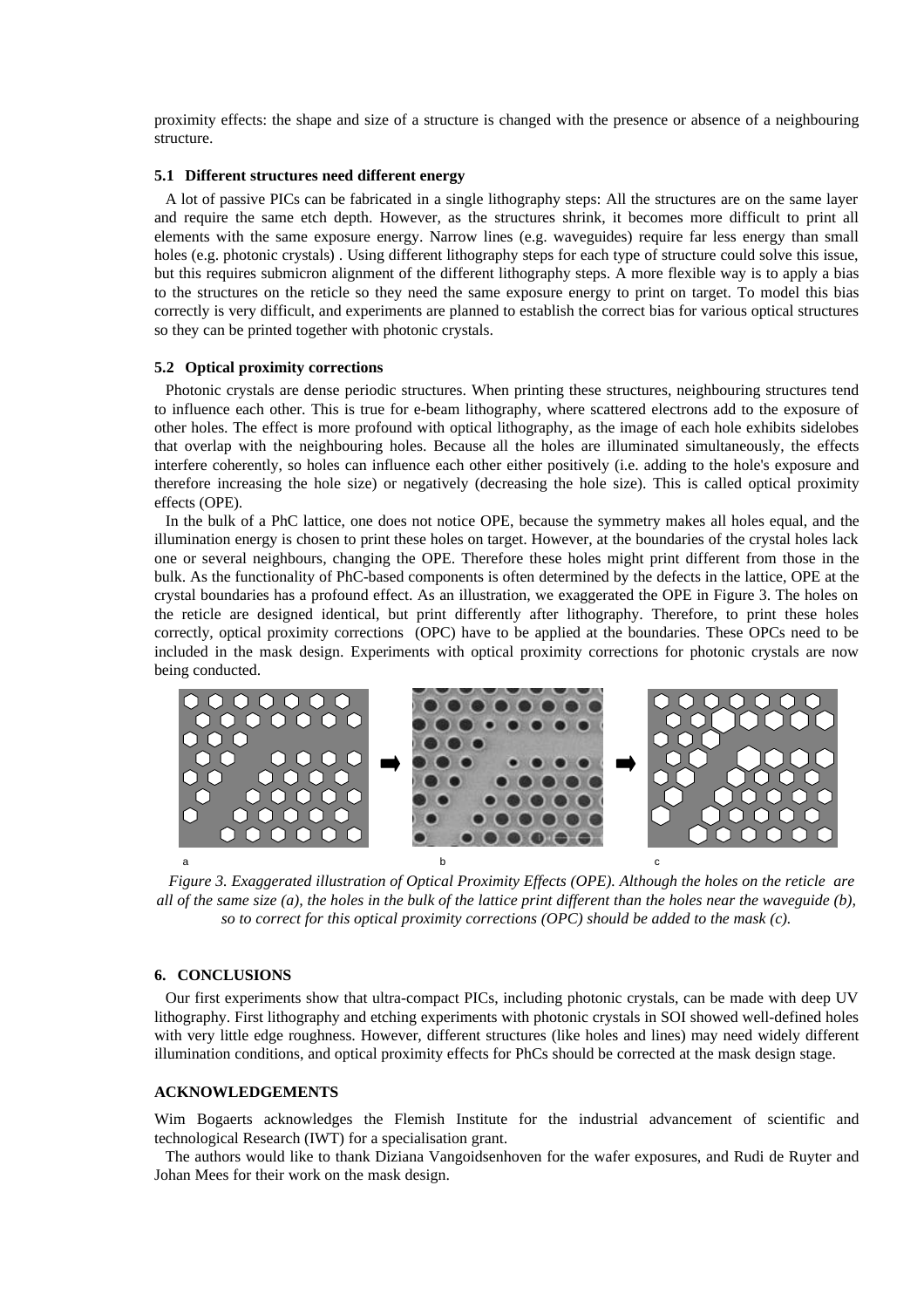proximity effects: the shape and size of a structure is changed with the presence or absence of a neighbouring structure.

### 5.1 Different structures need different energy

A lot of passive PICs can be fabricated in a single lithography steps: All the structures are on the same layer and require the same etch depth. However, as the structures shrink, it becomes more difficult to print all elements with the same exposure energy. Narrow lines (e.g. waveguides) require far less energy than small holes (e.g. photonic crystals) . Using different lithography steps for each type of structure could solve this issue, but this requires submicron alignment of the different lithography steps. A more flexible way is to apply a bias to the structures on the reticle so they need the same exposure energy to print on target. To model this bias correctly is very difficult, and experiments are planned to establish the correct bias for various optical structures so they can be printed together with photonic crystals.

### 5.2 Optical proximity corrections

Photonic crystals are dense periodic structures. When printing these structures, neighbouring structures tend to influence each other. This is true for e-beam lithography, where scattered electrons add to the exposure of other holes. The effect is more profound with optical lithography, as the image of each hole exhibits sidelobes that overlap with the neighbouring holes. Because all the holes are illuminated simultaneously, the effects interfere coherently, so holes can influence each other either positively (i.e. adding to the hole's exposure and therefore increasing the hole size) or negatively (decreasing the hole size). This is called optical proximity effects (OPE).

In the bulk of a PhC lattice, one does not notice OPE, because the symmetry makes all holes equal, and the illumination energy is chosen to print these holes on target. However, at the boundaries of the crystal holes lack one or several neighbours, changing the OPE. Therefore these holes might print different from those in the bulk. As the functionality of PhC-based components is often determined by the defects in the lattice, OPE at the crystal boundaries has a profound effect. As an illustration, we exaggerated the OPE in Figure 3. The holes on the reticle are designed identical, but print differently after lithography. Therefore, to print these holes correctly, optical proximity corrections (OPC) have to be applied at the boundaries. These OPCs need to be included in the mask design. Experiments with optical proximity corrections for photonic crystals are now being conducted.

a b c

*Figure 3. Exaggerated illustration of Optical Proximity Effects (OPE). Although the holes on the reticle are all of the same size (a), the holes in the bulk of the lattice print different than the holes near the waveguide (b), so to correct for this optical proximity corrections (OPC) should be added to the mask (c).*

## 6. CONCLUSIONS

Our first experiments show that ultra-compact PICs, including photonic crystals, can be made with deep UV lithography. First lithography and etching experiments with photonic crystals in SOI showed well-defined holes with very little edge roughness. However, different structures (like holes and lines) may need widely different illumination conditions, and optical proximity effects for PhCs should be corrected at the mask design stage.

## ACKNOWLEDGEMENTS

Wim Bogaerts acknowledges the Flemish Institute for the industrial advancement of scientific and technological Research (IWT) for a specialisation grant.

The authors would like to thank Diziana Vangoidsenhoven for the wafer exposures, and Rudi de Ruyter and Johan Mees for their work on the mask design.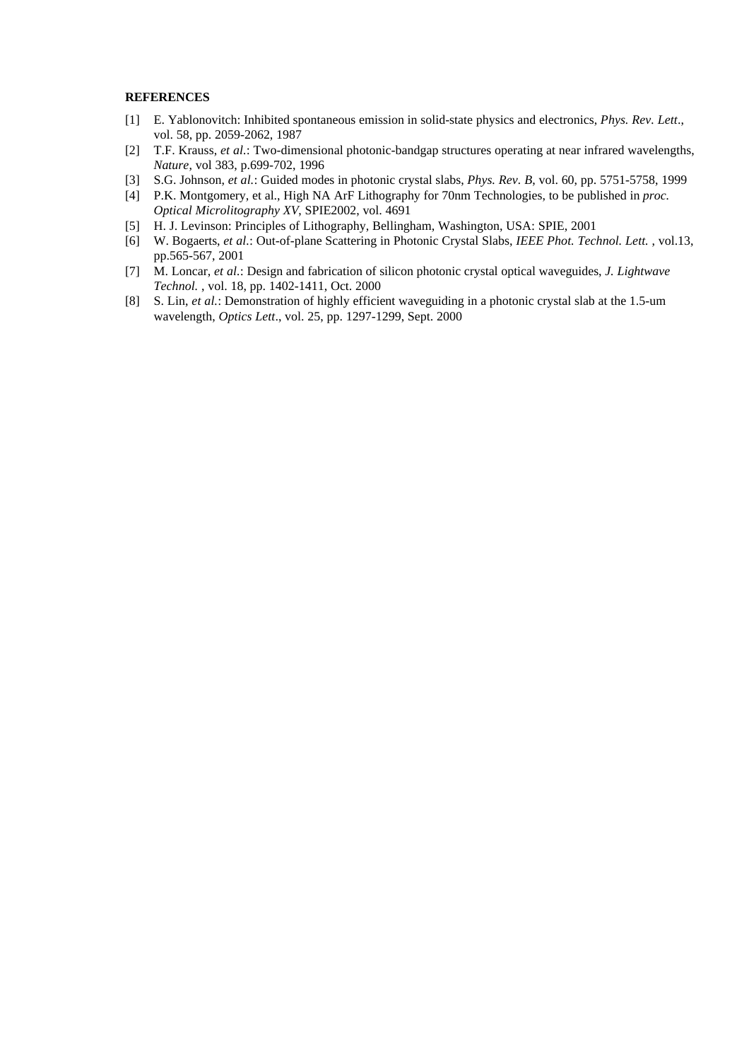**REFERENCES**

[1] E. Yablonovitch: Inhibited spontaneous emission in solid-state physics and electronics, *Phys. Rev. Lett*., vol. 58, pp. 2059-2062, 1987

[2] T.F. Krauss, *et al.*: Two-dimensional photonic-bandgap structures operating at near infrared wavelengths, *Nature*, vol 383, p.699-702, 1996

[3] S.G. Johnson, *et al.*: Guided modes in photonic crystal slabs, *Phys. Rev. B*, vol. 60, pp. 5751-5758, 1999

[4] P.K. Montgomery, et al., High NA ArF Lithography for 70nm Technologies, to be published in *proc. Optical Microlitography XV*, SPIE2002, vol. 4691

[5] H. J. Levinson: Principles of Lithography, Bellingham, Washington, USA: SPIE, 2001

[6] W. Bogaerts, *et al*.: Out-of-plane Scattering in Photonic Crystal Slabs, *IEEE Phot. Technol. Lett.* , vol.13, pp.565-567, 2001

[7] M. Loncar, *et al*.: Design and fabrication of silicon photonic crystal optical waveguides, *J. Lightwave Technol.* , vol. 18, pp. 1402-1411, Oct. 2000

[8] S. Lin, *et al.*: Demonstration of highly efficient waveguiding in a photonic crystal slab at the 1.5-um wavelength, *Optics Lett*., vol. 25, pp. 1297-1299, Sept. 2000